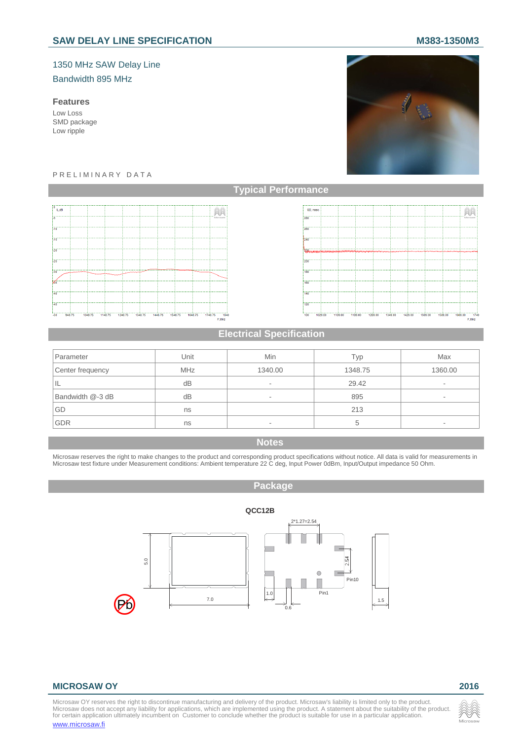## SAW DELAY LINE SPECIFICATION — M383-1350M3

1350 MHz SAW Delay Line

Bandwidth 895 MHz

### Features

- Low Loss
- SMD package
- Low ripple

PRELIMINARY DATA

## Typical Performance

## Electrical Specification

| Parameter | Unit | Min | Typ | Max |
|---|---|---|---|---|
| Center frequency | MHz | 1340.00 | 1348.75 | 1360.00 |
| IL | dB | - | 29.42 | - |
| Bandwidth @-3 dB | dB | - | 895 | - |
| GD | ns | | 213 | |
| GDR | ns | - | 5 | - |

## Notes

Microsaw reserves the right to make changes to the product and corresponding product specifications without notice. All data is valid for measurements in Microsaw test fixture under Measurement conditions: Ambient temperature 22 C deg, Input Power 0dBm, Input/Output impedance 50 Ohm.

## Package

QCC12B

## MICROSAW OY — 2016

Microsaw OY reserves the right to discontinue manufacturing and delivery of the product. Microsaw's liability is limited only to the product. Microsaw does not accept any liability for applications, which are implemented using the product. A statement about the suitability of the product for certain application ultimately incumbent on Customer to conclude whether the product is suitable for use in a particular application.

www.microsaw.fi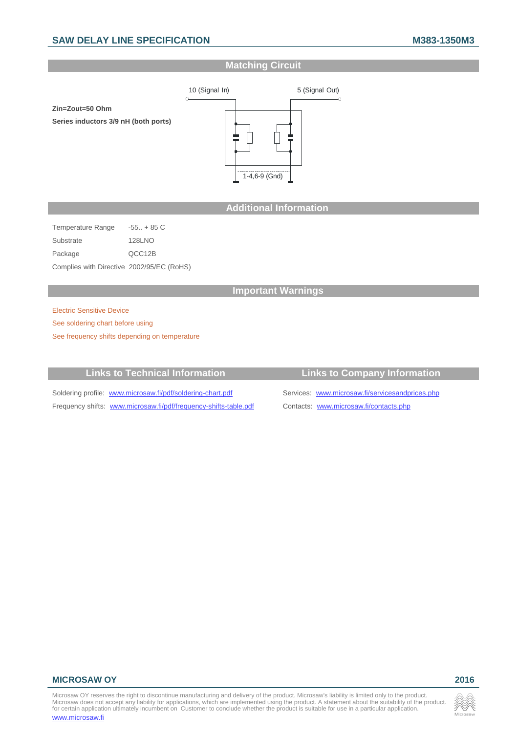## Matching Circuit

**Zin=Zout=50 Ohm**

**Series inductors 3/9 nH (both ports)**

10 (Signal In)

5 (Signal Out)

1-4,6-9 (Gnd)

## Additional Information

| | |
|---|---|
| Temperature Range | -55.. + 85 C |
| Substrate | 128LNO |
| Package | QCC12B |
| Complies with Directive | 2002/95/EC (RoHS) |

## Important Warnings

Electric Sensitive Device

See soldering chart before using

See frequency shifts depending on temperature

## Links to Technical Information

Soldering profile: www.microsaw.fi/pdf/soldering-chart.pdf

Frequency shifts: www.microsaw.fi/pdf/frequency-shifts-table.pdf

## Links to Company Information

Services: www.microsaw.fi/servicesandprices.php

Contacts: www.microsaw.fi/contacts.php

**MICROSAW OY** **2016**

Microsaw OY reserves the right to discontinue manufacturing and delivery of the product. Microsaw's liability is limited only to the product. Microsaw does not accept any liability for applications, which are implemented using the product. A statement about the suitability of the product for certain application ultimately incumbent on Customer to conclude whether the product is suitable for use in a particular application.

www.microsaw.fi